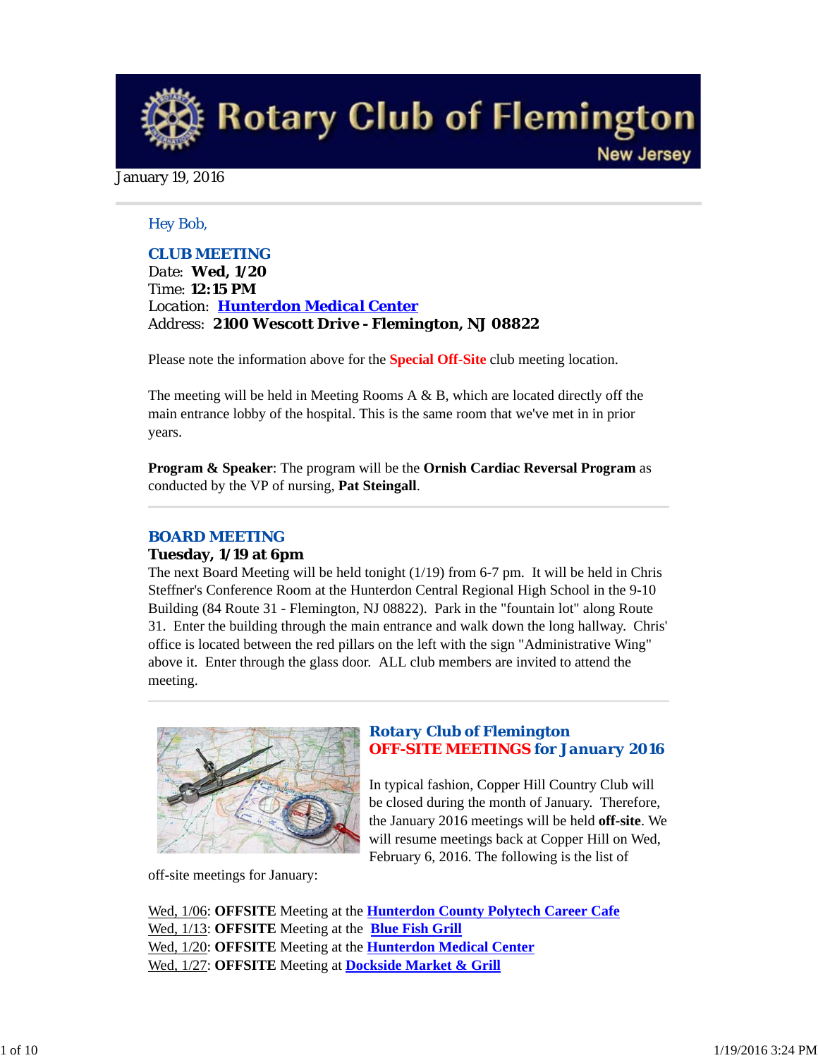# Rotary Club of Flemington

New Jersey

January 19, 2016

Hey Bob,

## CLUB MEETING

Date: **Wed, 1/20**
Time: **12:15 PM**
Location: **Hunterdon Medical Center**
Address: **2100 Wescott Drive - Flemington, NJ 08822**

Please note the information above for the **Special Off-Site** club meeting location.

The meeting will be held in Meeting Rooms A & B, which are located directly off the main entrance lobby of the hospital. This is the same room that we've met in in prior years.

**Program & Speaker**: The program will be the **Ornish Cardiac Reversal Program** as conducted by the VP of nursing, **Pat Steingall**.

## BOARD MEETING

**Tuesday, 1/19 at 6pm**

The next Board Meeting will be held tonight (1/19) from 6-7 pm. It will be held in Chris Steffner's Conference Room at the Hunterdon Central Regional High School in the 9-10 Building (84 Route 31 - Flemington, NJ 08822). Park in the "fountain lot" along Route 31. Enter the building through the main entrance and walk down the long hallway. Chris' office is located between the red pillars on the left with the sign "Administrative Wing" above it. Enter through the glass door. ALL club members are invited to attend the meeting.

## Rotary Club of Flemington OFF-SITE MEETINGS for January 2016

In typical fashion, Copper Hill Country Club will be closed during the month of January. Therefore, the January 2016 meetings will be held **off-site**. We will resume meetings back at Copper Hill on Wed, February 6, 2016. The following is the list of off-site meetings for January:

Wed, 1/06: **OFFSITE** Meeting at the **Hunterdon County Polytech Career Cafe**
Wed, 1/13: **OFFSITE** Meeting at the **Blue Fish Grill**
Wed, 1/20: **OFFSITE** Meeting at the **Hunterdon Medical Center**
Wed, 1/27: **OFFSITE** Meeting at **Dockside Market & Grill**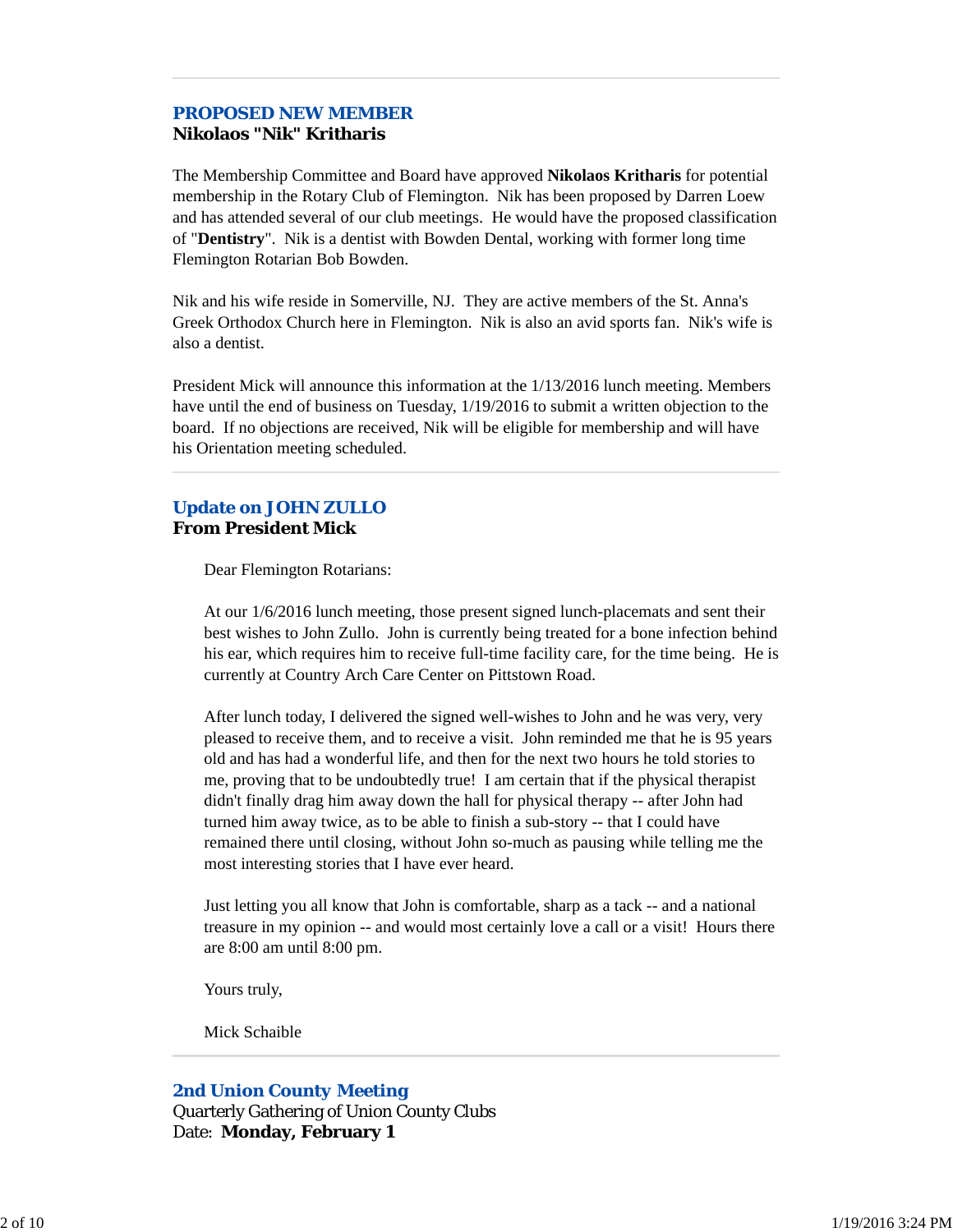---

## PROPOSED NEW MEMBER

**Nikolaos "Nik" Kritharis**

The Membership Committee and Board have approved **Nikolaos Kritharis** for potential membership in the Rotary Club of Flemington. Nik has been proposed by Darren Loew and has attended several of our club meetings. He would have the proposed classification of "**Dentistry**". Nik is a dentist with Bowden Dental, working with former long time Flemington Rotarian Bob Bowden.

Nik and his wife reside in Somerville, NJ. They are active members of the St. Anna's Greek Orthodox Church here in Flemington. Nik is also an avid sports fan. Nik's wife is also a dentist.

President Mick will announce this information at the 1/13/2016 lunch meeting. Members have until the end of business on Tuesday, 1/19/2016 to submit a written objection to the board. If no objections are received, Nik will be eligible for membership and will have his Orientation meeting scheduled.

---

## Update on JOHN ZULLO

**From President Mick**

> Dear Flemington Rotarians:
>
> At our 1/6/2016 lunch meeting, those present signed lunch-placemats and sent their best wishes to John Zullo. John is currently being treated for a bone infection behind his ear, which requires him to receive full-time facility care, for the time being. He is currently at Country Arch Care Center on Pittstown Road.
>
> After lunch today, I delivered the signed well-wishes to John and he was very, very pleased to receive them, and to receive a visit. John reminded me that he is 95 years old and has had a wonderful life, and then for the next two hours he told stories to me, proving that to be undoubtedly true! I am certain that if the physical therapist didn't finally drag him away down the hall for physical therapy -- after John had turned him away twice, as to be able to finish a sub-story -- that I could have remained there until closing, without John so-much as pausing while telling me the most interesting stories that I have ever heard.
>
> Just letting you all know that John is comfortable, sharp as a tack -- and a national treasure in my opinion -- and would most certainly love a call or a visit! Hours there are 8:00 am until 8:00 pm.
>
> Yours truly,
>
> Mick Schaible

---

## 2nd Union County Meeting

Quarterly Gathering of Union County Clubs

Date: **Monday, February 1**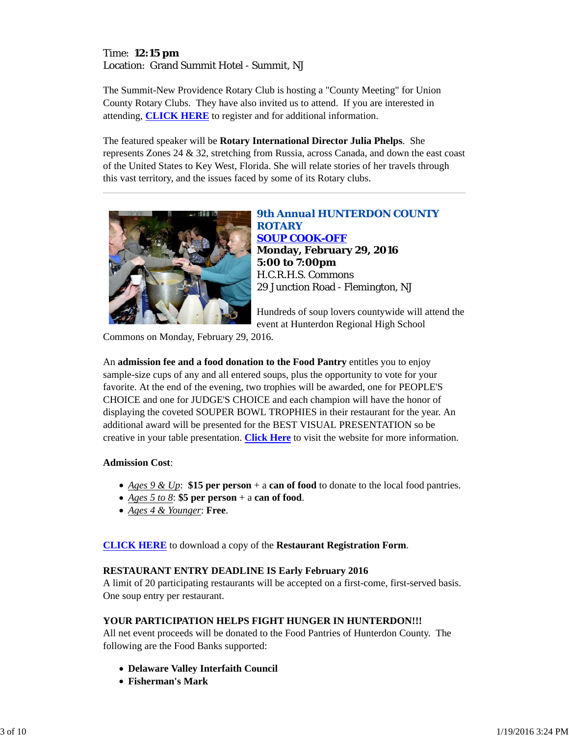Time: **12:15 pm**
Location: Grand Summit Hotel - Summit, NJ

The Summit-New Providence Rotary Club is hosting a "County Meeting" for Union County Rotary Clubs. They have also invited us to attend. If you are interested in attending, **CLICK HERE** to register and for additional information.

The featured speaker will be **Rotary International Director Julia Phelps**. She represents Zones 24 & 32, stretching from Russia, across Canada, and down the east coast of the United States to Key West, Florida. She will relate stories of her travels through this vast territory, and the issues faced by some of its Rotary clubs.

---

### 9th Annual HUNTERDON COUNTY ROTARY SOUP COOK-OFF

**Monday, February 29, 2016**
**5:00 to 7:00pm**
H.C.R.H.S. Commons
29 Junction Road - Flemington, NJ

Hundreds of soup lovers countywide will attend the event at Hunterdon Regional High School Commons on Monday, February 29, 2016.

An **admission fee and a food donation to the Food Pantry** entitles you to enjoy sample-size cups of any and all entered soups, plus the opportunity to vote for your favorite. At the end of the evening, two trophies will be awarded, one for PEOPLE'S CHOICE and one for JUDGE'S CHOICE and each champion will have the honor of displaying the coveted SOUPER BOWL TROPHIES in their restaurant for the year. An additional award will be presented for the BEST VISUAL PRESENTATION so be creative in your table presentation. **Click Here** to visit the website for more information.

**Admission Cost**:

- *Ages 9 & Up*: **$15 per person** + a **can of food** to donate to the local food pantries.
- *Ages 5 to 8*: **$5 per person** + a **can of food**.
- *Ages 4 & Younger*: **Free**.

**CLICK HERE** to download a copy of the **Restaurant Registration Form**.

**RESTAURANT ENTRY DEADLINE IS Early February 2016**
A limit of 20 participating restaurants will be accepted on a first-come, first-served basis. One soup entry per restaurant.

**YOUR PARTICIPATION HELPS FIGHT HUNGER IN HUNTERDON!!!**
All net event proceeds will be donated to the Food Pantries of Hunterdon County. The following are the Food Banks supported:

- **Delaware Valley Interfaith Council**
- **Fisherman's Mark**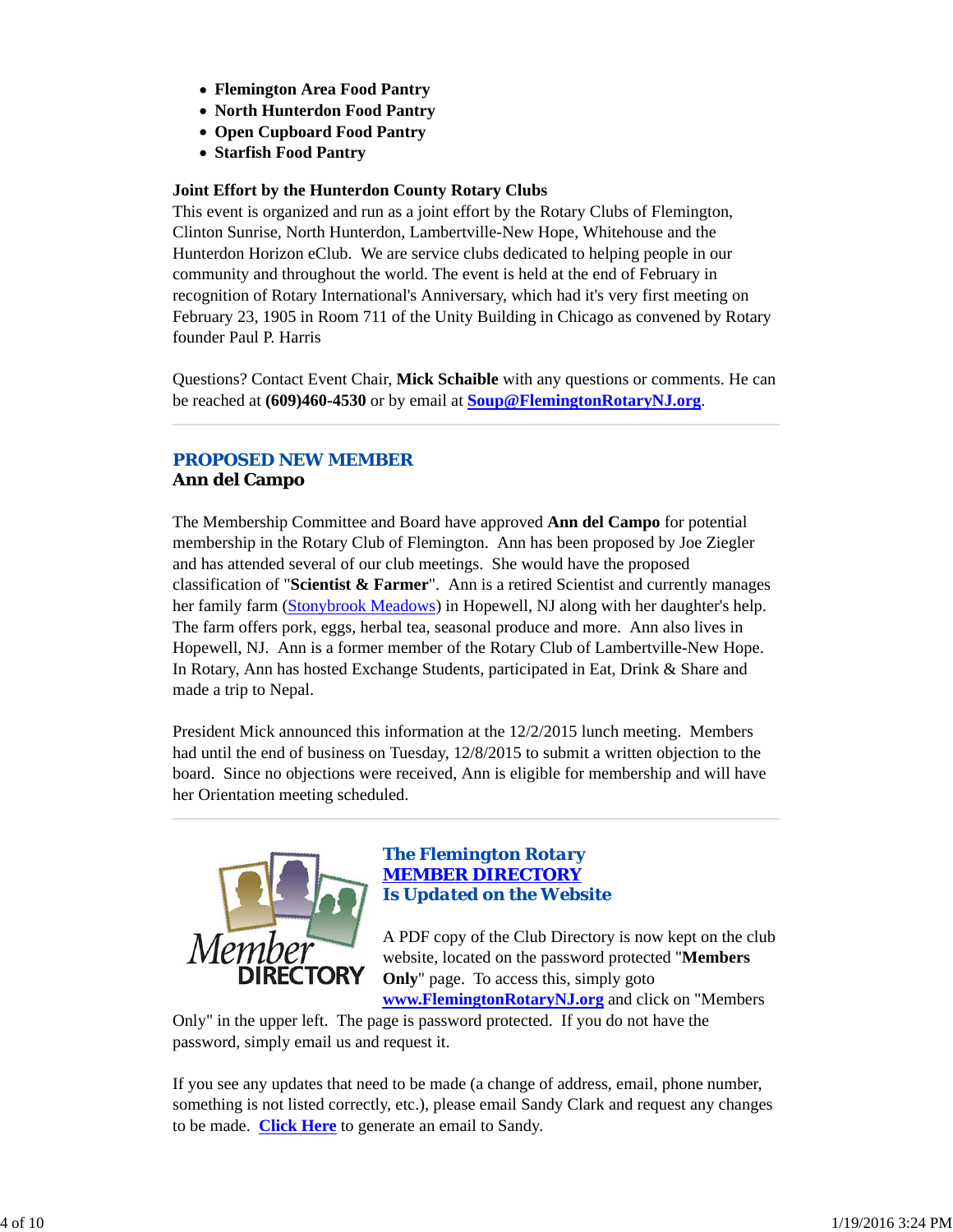- **Flemington Area Food Pantry**
- **North Hunterdon Food Pantry**
- **Open Cupboard Food Pantry**
- **Starfish Food Pantry**

**Joint Effort by the Hunterdon County Rotary Clubs**
This event is organized and run as a joint effort by the Rotary Clubs of Flemington, Clinton Sunrise, North Hunterdon, Lambertville-New Hope, Whitehouse and the Hunterdon Horizon eClub. We are service clubs dedicated to helping people in our community and throughout the world. The event is held at the end of February in recognition of Rotary International's Anniversary, which had it's very first meeting on February 23, 1905 in Room 711 of the Unity Building in Chicago as convened by Rotary founder Paul P. Harris

Questions? Contact Event Chair, **Mick Schaible** with any questions or comments. He can be reached at **(609)460-4530** or by email at **Soup@FlemingtonRotaryNJ.org**.

---

## PROPOSED NEW MEMBER
### Ann del Campo

The Membership Committee and Board have approved **Ann del Campo** for potential membership in the Rotary Club of Flemington. Ann has been proposed by Joe Ziegler and has attended several of our club meetings. She would have the proposed classification of "**Scientist & Farmer**". Ann is a retired Scientist and currently manages her family farm (Stonybrook Meadows) in Hopewell, NJ along with her daughter's help. The farm offers pork, eggs, herbal tea, seasonal produce and more. Ann also lives in Hopewell, NJ. Ann is a former member of the Rotary Club of Lambertville-New Hope. In Rotary, Ann has hosted Exchange Students, participated in Eat, Drink & Share and made a trip to Nepal.

President Mick announced this information at the 12/2/2015 lunch meeting. Members had until the end of business on Tuesday, 12/8/2015 to submit a written objection to the board. Since no objections were received, Ann is eligible for membership and will have her Orientation meeting scheduled.

---

## The Flemington Rotary MEMBER DIRECTORY Is Updated on the Website

A PDF copy of the Club Directory is now kept on the club website, located on the password protected "**Members Only**" page. To access this, simply goto **www.FlemingtonRotaryNJ.org** and click on "Members Only" in the upper left. The page is password protected. If you do not have the password, simply email us and request it.

If you see any updates that need to be made (a change of address, email, phone number, something is not listed correctly, etc.), please email Sandy Clark and request any changes to be made. **Click Here** to generate an email to Sandy.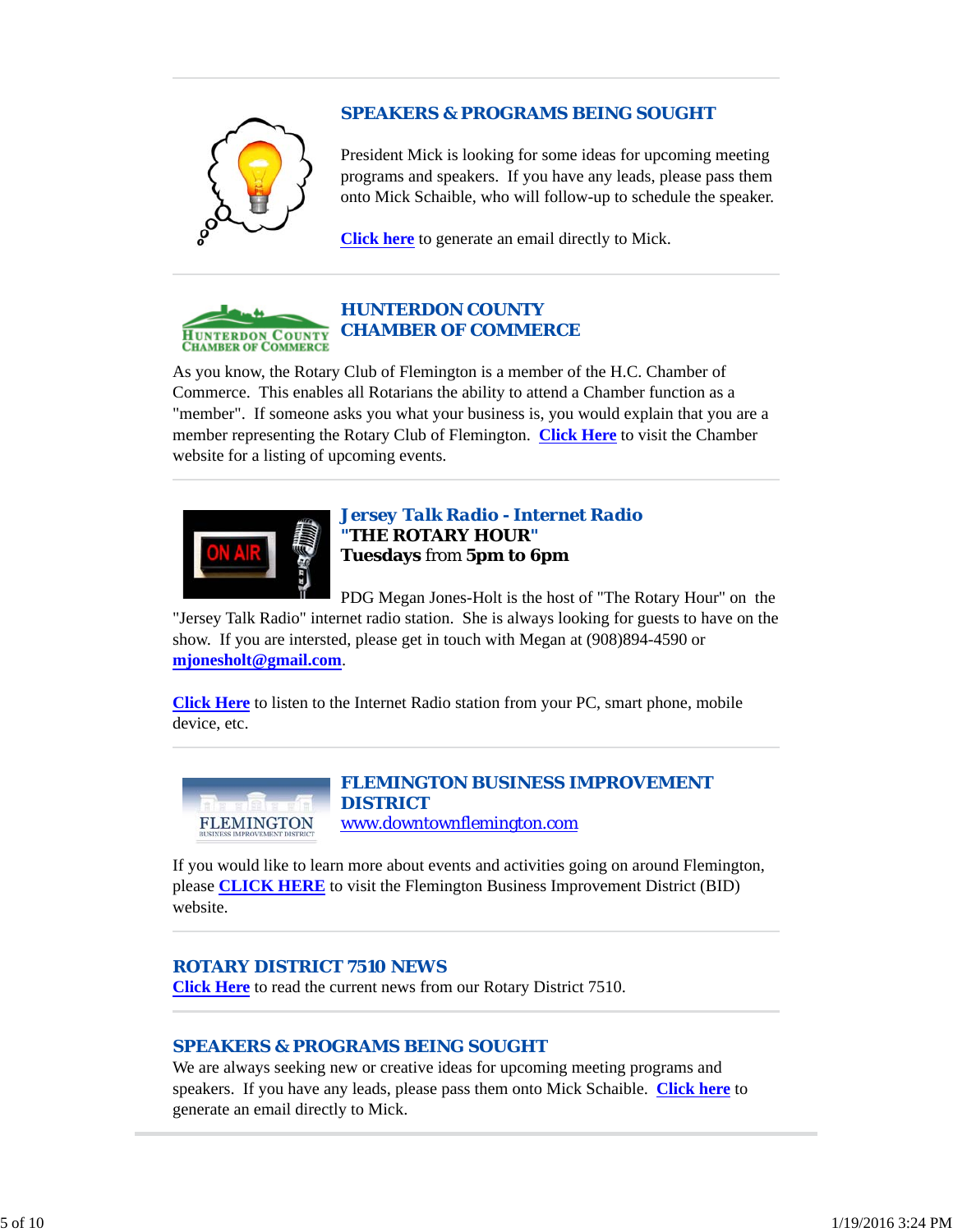## SPEAKERS & PROGRAMS BEING SOUGHT

President Mick is looking for some ideas for upcoming meeting programs and speakers. If you have any leads, please pass them onto Mick Schaible, who will follow-up to schedule the speaker.

Click here to generate an email directly to Mick.

## HUNTERDON COUNTY CHAMBER OF COMMERCE

As you know, the Rotary Club of Flemington is a member of the H.C. Chamber of Commerce. This enables all Rotarians the ability to attend a Chamber function as a "member". If someone asks you what your business is, you would explain that you are a member representing the Rotary Club of Flemington. Click Here to visit the Chamber website for a listing of upcoming events.

## Jersey Talk Radio - Internet Radio

**"THE ROTARY HOUR"**

**Tuesdays** from **5pm to 6pm**

PDG Megan Jones-Holt is the host of "The Rotary Hour" on the "Jersey Talk Radio" internet radio station. She is always looking for guests to have on the show. If you are intersted, please get in touch with Megan at (908)894-4590 or **mjonesholt@gmail.com**.

Click Here to listen to the Internet Radio station from your PC, smart phone, mobile device, etc.

## FLEMINGTON BUSINESS IMPROVEMENT DISTRICT

www.downtownflemington.com

If you would like to learn more about events and activities going on around Flemington, please CLICK HERE to visit the Flemington Business Improvement District (BID) website.

## ROTARY DISTRICT 7510 NEWS

Click Here to read the current news from our Rotary District 7510.

## SPEAKERS & PROGRAMS BEING SOUGHT

We are always seeking new or creative ideas for upcoming meeting programs and speakers. If you have any leads, please pass them onto Mick Schaible. Click here to generate an email directly to Mick.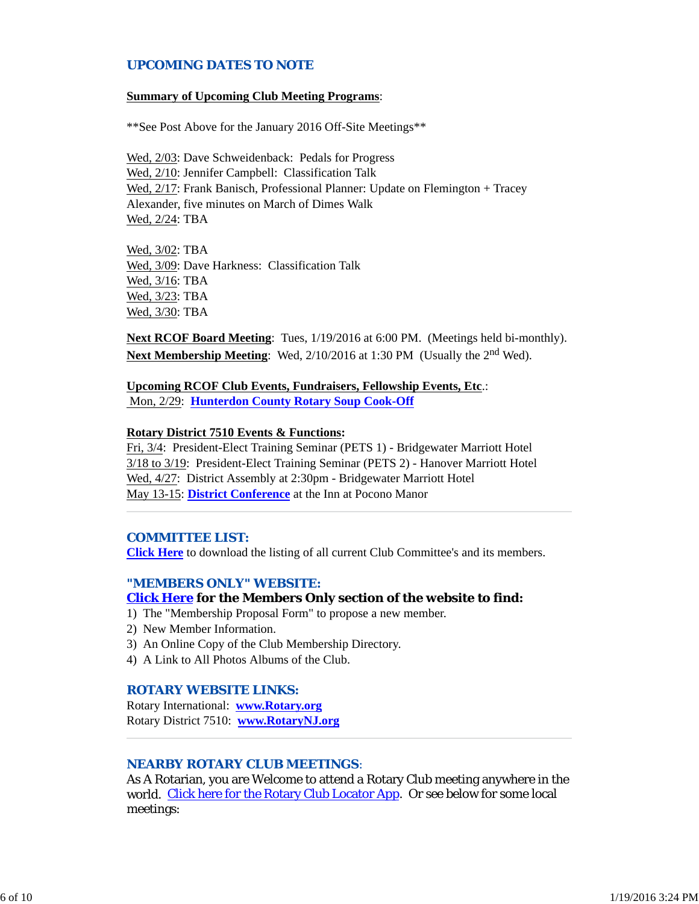## UPCOMING DATES TO NOTE

**Summary of Upcoming Club Meeting Programs**:

**See Post Above for the January 2016 Off-Site Meetings**

Wed, 2/03: Dave Schweidenback: Pedals for Progress
Wed, 2/10: Jennifer Campbell: Classification Talk
Wed, 2/17: Frank Banisch, Professional Planner: Update on Flemington + Tracey Alexander, five minutes on March of Dimes Walk
Wed, 2/24: TBA

Wed, 3/02: TBA
Wed, 3/09: Dave Harkness: Classification Talk
Wed, 3/16: TBA
Wed, 3/23: TBA
Wed, 3/30: TBA

**Next RCOF Board Meeting**: Tues, 1/19/2016 at 6:00 PM. (Meetings held bi-monthly).
**Next Membership Meeting**: Wed, 2/10/2016 at 1:30 PM (Usually the 2nd Wed).

**Upcoming RCOF Club Events, Fundraisers, Fellowship Events, Etc.**:
Mon, 2/29: **Hunterdon County Rotary Soup Cook-Off**

**Rotary District 7510 Events & Functions:**
Fri, 3/4: President-Elect Training Seminar (PETS 1) - Bridgewater Marriott Hotel
3/18 to 3/19: President-Elect Training Seminar (PETS 2) - Hanover Marriott Hotel
Wed, 4/27: District Assembly at 2:30pm - Bridgewater Marriott Hotel
May 13-15: **District Conference** at the Inn at Pocono Manor

---

## COMMITTEE LIST:

**Click Here** to download the listing of all current Club Committee's and its members.

## "MEMBERS ONLY" WEBSITE:

**Click Here for the Members Only section of the website to find:**

1) The "Membership Proposal Form" to propose a new member.
2) New Member Information.
3) An Online Copy of the Club Membership Directory.
4) A Link to All Photos Albums of the Club.

## ROTARY WEBSITE LINKS:

Rotary International: **www.Rotary.org**
Rotary District 7510: **www.RotaryNJ.org**

---

## NEARBY ROTARY CLUB MEETINGS:

As A Rotarian, you are Welcome to attend a Rotary Club meeting anywhere in the world. Click here for the Rotary Club Locator App. Or see below for some local meetings: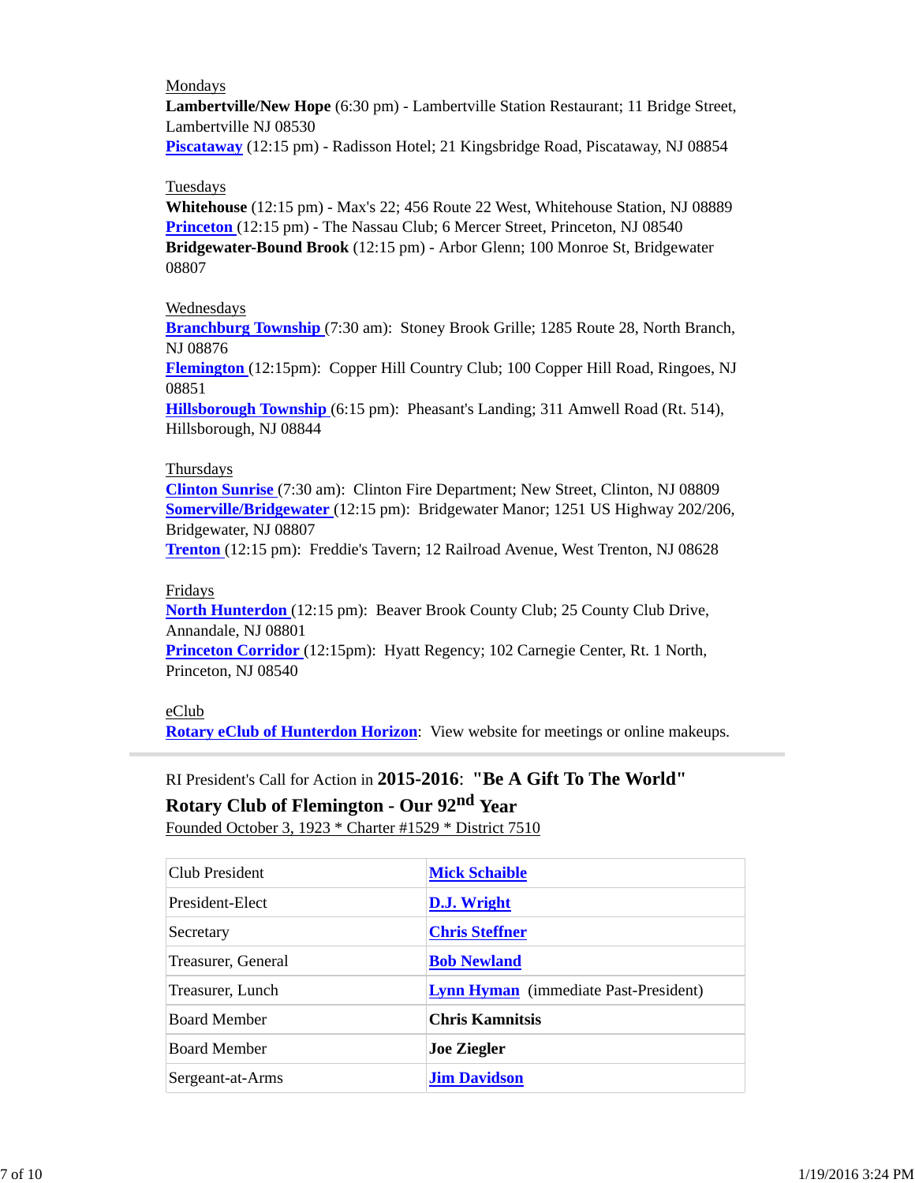Mondays

**Lambertville/New Hope** (6:30 pm) - Lambertville Station Restaurant; 11 Bridge Street, Lambertville NJ 08530

**Piscataway** (12:15 pm) - Radisson Hotel; 21 Kingsbridge Road, Piscataway, NJ 08854

Tuesdays

**Whitehouse** (12:15 pm) - Max's 22; 456 Route 22 West, Whitehouse Station, NJ 08889

**Princeton** (12:15 pm) - The Nassau Club; 6 Mercer Street, Princeton, NJ 08540

**Bridgewater-Bound Brook** (12:15 pm) - Arbor Glenn; 100 Monroe St, Bridgewater 08807

Wednesdays

**Branchburg Township** (7:30 am): Stoney Brook Grille; 1285 Route 28, North Branch, NJ 08876

**Flemington** (12:15pm): Copper Hill Country Club; 100 Copper Hill Road, Ringoes, NJ 08851

**Hillsborough Township** (6:15 pm): Pheasant's Landing; 311 Amwell Road (Rt. 514), Hillsborough, NJ 08844

Thursdays

**Clinton Sunrise** (7:30 am): Clinton Fire Department; New Street, Clinton, NJ 08809

**Somerville/Bridgewater** (12:15 pm): Bridgewater Manor; 1251 US Highway 202/206, Bridgewater, NJ 08807

**Trenton** (12:15 pm): Freddie's Tavern; 12 Railroad Avenue, West Trenton, NJ 08628

Fridays

**North Hunterdon** (12:15 pm): Beaver Brook County Club; 25 County Club Drive, Annandale, NJ 08801

**Princeton Corridor** (12:15pm): Hyatt Regency; 102 Carnegie Center, Rt. 1 North, Princeton, NJ 08540

eClub

**Rotary eClub of Hunterdon Horizon**: View website for meetings or online makeups.

---

RI President's Call for Action in **2015-2016**: **"Be A Gift To The World"**

**Rotary Club of Flemington - Our 92nd Year**

Founded October 3, 1923 * Charter #1529 * District 7510

| | |
|---|---|
| Club President | **Mick Schaible** |
| President-Elect | **D.J. Wright** |
| Secretary | **Chris Steffner** |
| Treasurer, General | **Bob Newland** |
| Treasurer, Lunch | **Lynn Hyman** (immediate Past-President) |
| Board Member | **Chris Kamnitsis** |
| Board Member | **Joe Ziegler** |
| Sergeant-at-Arms | **Jim Davidson** |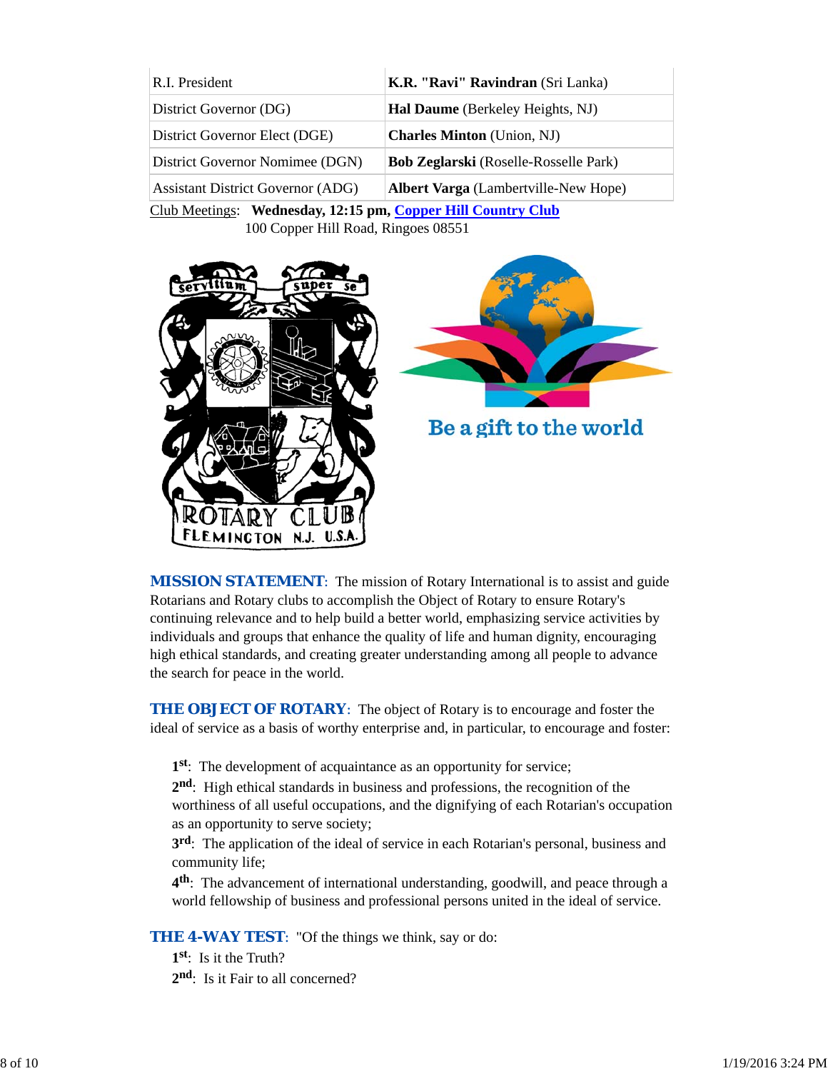| | |
|---|---|
| R.I. President | **K.R. "Ravi" Ravindran** (Sri Lanka) |
| District Governor (DG) | **Hal Daume** (Berkeley Heights, NJ) |
| District Governor Elect (DGE) | **Charles Minton** (Union, NJ) |
| District Governor Nomimee (DGN) | **Bob Zeglarski** (Roselle-Rosselle Park) |
| Assistant District Governor (ADG) | **Albert Varga** (Lambertville-New Hope) |

Club Meetings: **Wednesday, 12:15 pm, Copper Hill Country Club**
100 Copper Hill Road, Ringoes 08551

**MISSION STATEMENT**: The mission of Rotary International is to assist and guide Rotarians and Rotary clubs to accomplish the Object of Rotary to ensure Rotary's continuing relevance and to help build a better world, emphasizing service activities by individuals and groups that enhance the quality of life and human dignity, encouraging high ethical standards, and creating greater understanding among all people to advance the search for peace in the world.

**THE OBJECT OF ROTARY**: The object of Rotary is to encourage and foster the ideal of service as a basis of worthy enterprise and, in particular, to encourage and foster:

**1st**: The development of acquaintance as an opportunity for service;
**2nd**: High ethical standards in business and professions, the recognition of the worthiness of all useful occupations, and the dignifying of each Rotarian's occupation as an opportunity to serve society;
**3rd**: The application of the ideal of service in each Rotarian's personal, business and community life;
**4th**: The advancement of international understanding, goodwill, and peace through a world fellowship of business and professional persons united in the ideal of service.

**THE 4-WAY TEST**: "Of the things we think, say or do:
**1st**: Is it the Truth?
**2nd**: Is it Fair to all concerned?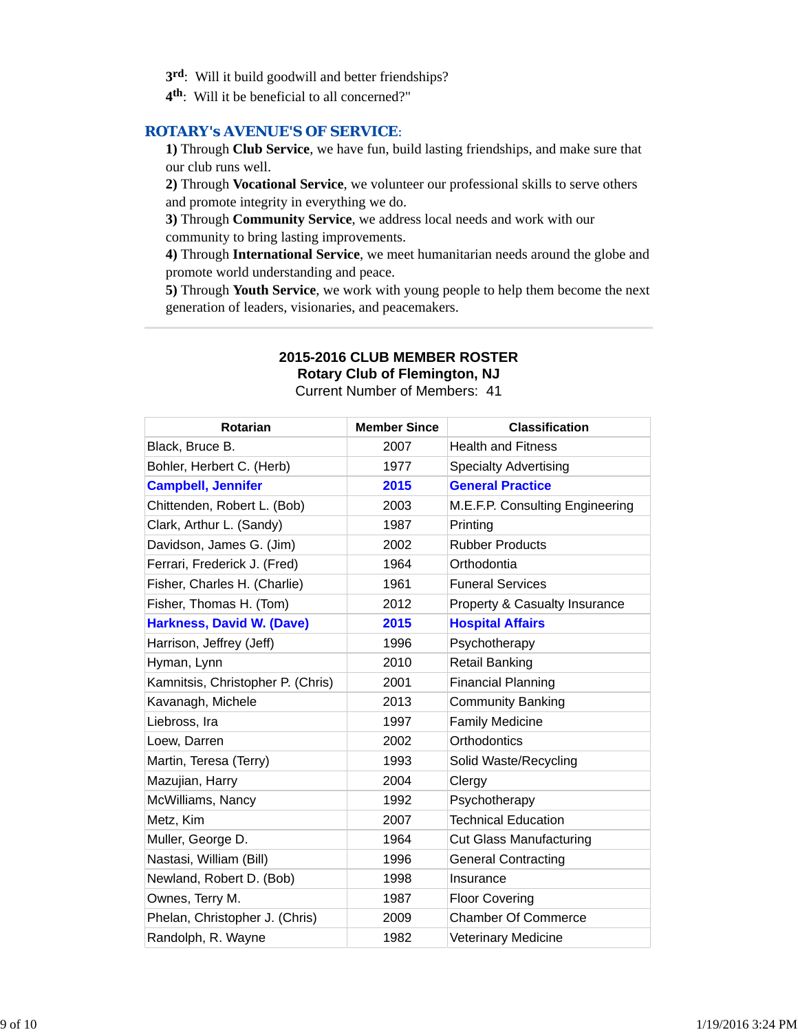**3rd**:  Will it build goodwill and better friendships?
**4th**:  Will it be beneficial to all concerned?"

## ROTARY's AVENUE'S OF SERVICE:

**1)** Through **Club Service**, we have fun, build lasting friendships, and make sure that our club runs well.
**2)** Through **Vocational Service**, we volunteer our professional skills to serve others and promote integrity in everything we do.
**3)** Through **Community Service**, we address local needs and work with our community to bring lasting improvements.
**4)** Through **International Service**, we meet humanitarian needs around the globe and promote world understanding and peace.
**5)** Through **Youth Service**, we work with young people to help them become the next generation of leaders, visionaries, and peacemakers.

---

**2015-2016 CLUB MEMBER ROSTER**
**Rotary Club of Flemington, NJ**
Current Number of Members:  41

| Rotarian | Member Since | Classification |
|---|---|---|
| Black, Bruce B. | 2007 | Health and Fitness |
| Bohler, Herbert C. (Herb) | 1977 | Specialty Advertising |
| **Campbell, Jennifer** | **2015** | **General Practice** |
| Chittenden, Robert L. (Bob) | 2003 | M.E.F.P. Consulting Engineering |
| Clark, Arthur L. (Sandy) | 1987 | Printing |
| Davidson, James G. (Jim) | 2002 | Rubber Products |
| Ferrari, Frederick J. (Fred) | 1964 | Orthodontia |
| Fisher, Charles H. (Charlie) | 1961 | Funeral Services |
| Fisher, Thomas H. (Tom) | 2012 | Property & Casualty Insurance |
| **Harkness, David W. (Dave)** | **2015** | **Hospital Affairs** |
| Harrison, Jeffrey (Jeff) | 1996 | Psychotherapy |
| Hyman, Lynn | 2010 | Retail Banking |
| Kamnitsis, Christopher P. (Chris) | 2001 | Financial Planning |
| Kavanagh, Michele | 2013 | Community Banking |
| Liebross, Ira | 1997 | Family Medicine |
| Loew, Darren | 2002 | Orthodontics |
| Martin, Teresa (Terry) | 1993 | Solid Waste/Recycling |
| Mazujian, Harry | 2004 | Clergy |
| McWilliams, Nancy | 1992 | Psychotherapy |
| Metz, Kim | 2007 | Technical Education |
| Muller, George D. | 1964 | Cut Glass Manufacturing |
| Nastasi, William (Bill) | 1996 | General Contracting |
| Newland, Robert D. (Bob) | 1998 | Insurance |
| Ownes, Terry M. | 1987 | Floor Covering |
| Phelan, Christopher J. (Chris) | 2009 | Chamber Of Commerce |
| Randolph, R. Wayne | 1982 | Veterinary Medicine |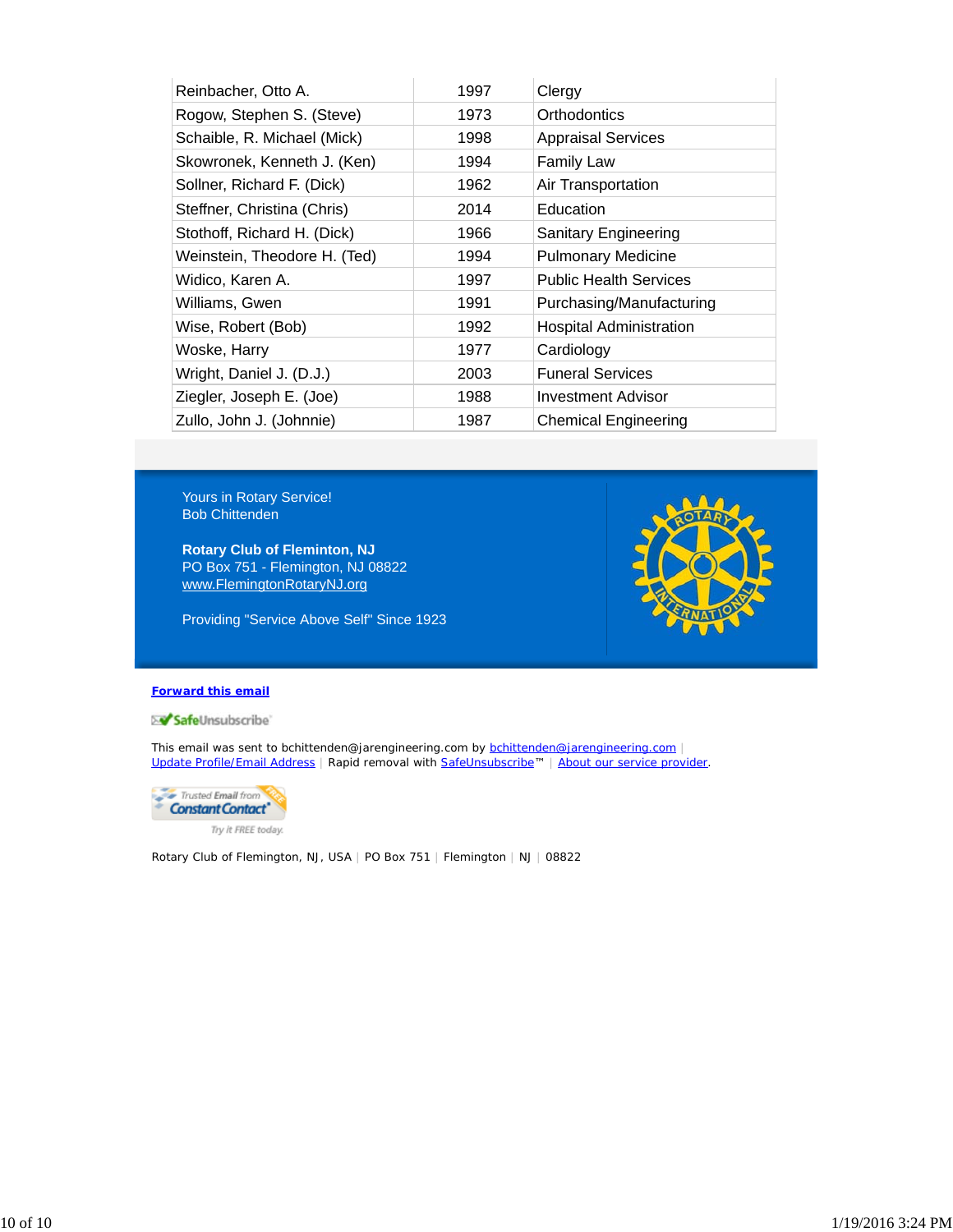| | | |
|---|---|---|
| Reinbacher, Otto A. | 1997 | Clergy |
| Rogow, Stephen S. (Steve) | 1973 | Orthodontics |
| Schaible, R. Michael (Mick) | 1998 | Appraisal Services |
| Skowronek, Kenneth J. (Ken) | 1994 | Family Law |
| Sollner, Richard F. (Dick) | 1962 | Air Transportation |
| Steffner, Christina (Chris) | 2014 | Education |
| Stothoff, Richard H. (Dick) | 1966 | Sanitary Engineering |
| Weinstein, Theodore H. (Ted) | 1994 | Pulmonary Medicine |
| Widico, Karen A. | 1997 | Public Health Services |
| Williams, Gwen | 1991 | Purchasing/Manufacturing |
| Wise, Robert (Bob) | 1992 | Hospital Administration |
| Woske, Harry | 1977 | Cardiology |
| Wright, Daniel J. (D.J.) | 2003 | Funeral Services |
| Ziegler, Joseph E. (Joe) | 1988 | Investment Advisor |
| Zullo, John J. (Johnnie) | 1987 | Chemical Engineering |

Yours in Rotary Service!
Bob Chittenden

**Rotary Club of Fleminton, NJ**
PO Box 751 - Flemington, NJ 08822
www.FlemingtonRotaryNJ.org

Providing "Service Above Self" Since 1923

**Forward this email**

SafeUnsubscribe

This email was sent to bchittenden@jarengineering.com by bchittenden@jarengineering.com | Update Profile/Email Address | Rapid removal with SafeUnsubscribe™ | About our service provider.

Trusted Email from Constant Contact
Try it FREE today.

Rotary Club of Flemington, NJ, USA | PO Box 751 | Flemington | NJ | 08822